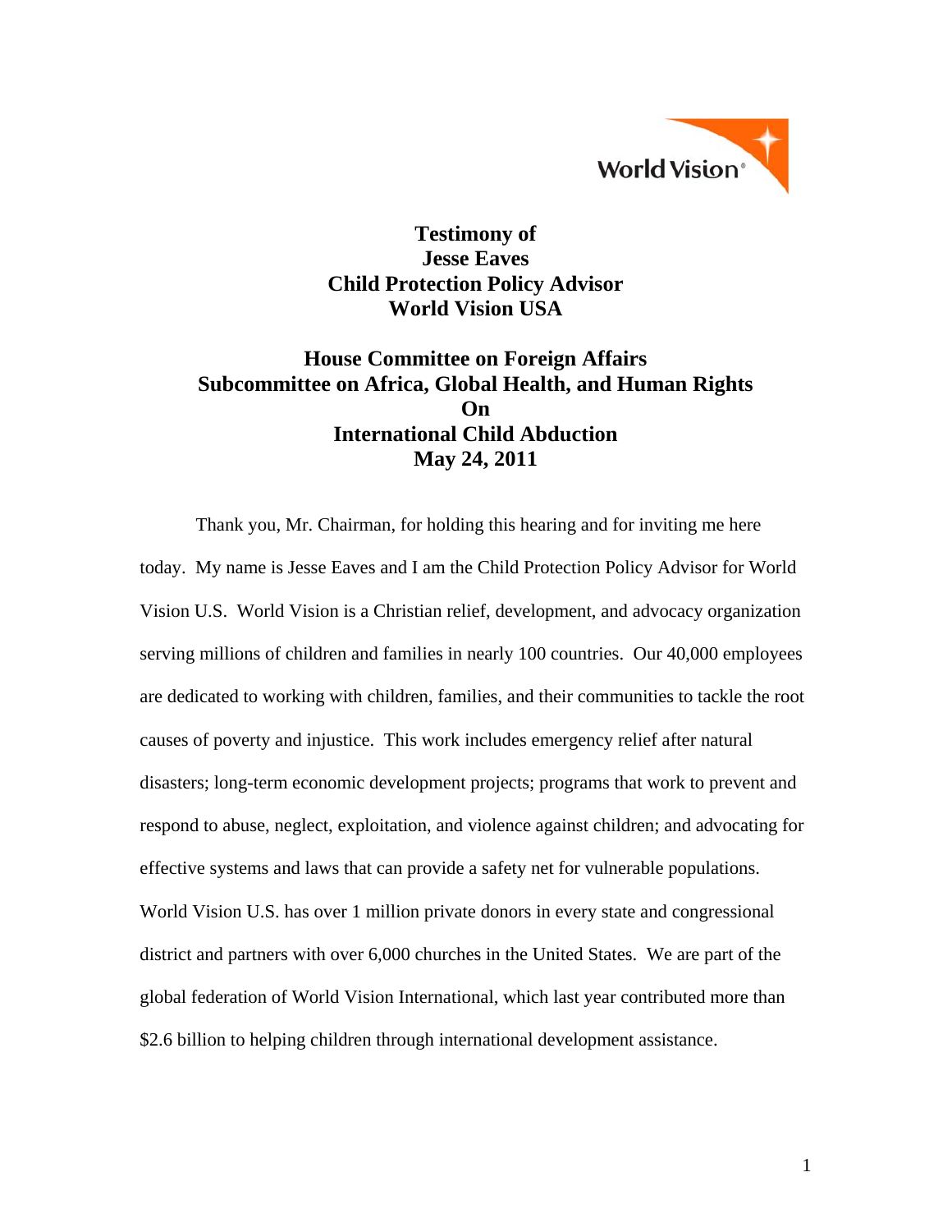World Vision

# Testimony of
# Jesse Eaves
# Child Protection Policy Advisor
# World Vision USA

## House Committee on Foreign Affairs
## Subcommittee on Africa, Global Health, and Human Rights
## On
## International Child Abduction
## May 24, 2011

Thank you, Mr. Chairman, for holding this hearing and for inviting me here today. My name is Jesse Eaves and I am the Child Protection Policy Advisor for World Vision U.S. World Vision is a Christian relief, development, and advocacy organization serving millions of children and families in nearly 100 countries. Our 40,000 employees are dedicated to working with children, families, and their communities to tackle the root causes of poverty and injustice. This work includes emergency relief after natural disasters; long-term economic development projects; programs that work to prevent and respond to abuse, neglect, exploitation, and violence against children; and advocating for effective systems and laws that can provide a safety net for vulnerable populations. World Vision U.S. has over 1 million private donors in every state and congressional district and partners with over 6,000 churches in the United States. We are part of the global federation of World Vision International, which last year contributed more than $2.6 billion to helping children through international development assistance.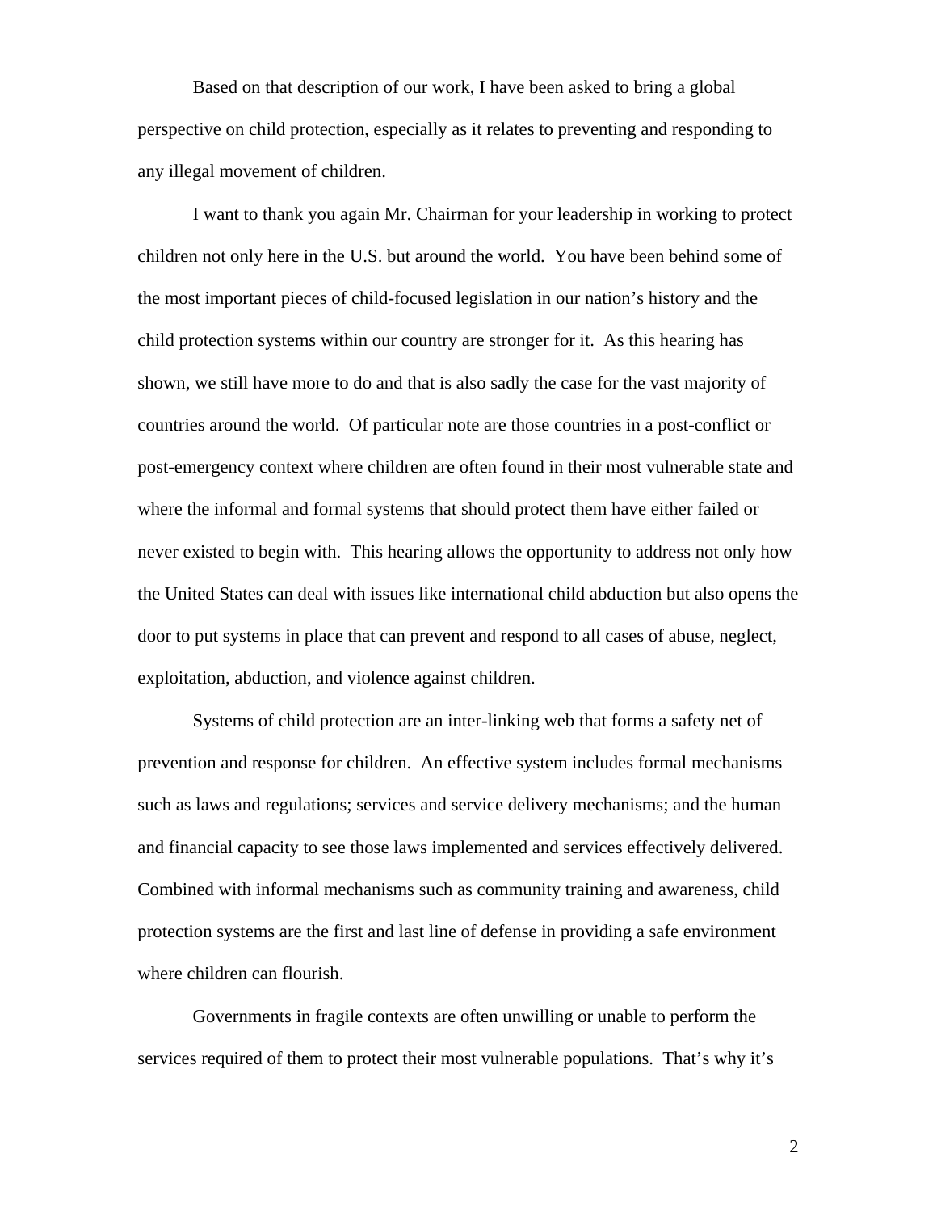Based on that description of our work, I have been asked to bring a global perspective on child protection, especially as it relates to preventing and responding to any illegal movement of children.

I want to thank you again Mr. Chairman for your leadership in working to protect children not only here in the U.S. but around the world. You have been behind some of the most important pieces of child-focused legislation in our nation's history and the child protection systems within our country are stronger for it. As this hearing has shown, we still have more to do and that is also sadly the case for the vast majority of countries around the world. Of particular note are those countries in a post-conflict or post-emergency context where children are often found in their most vulnerable state and where the informal and formal systems that should protect them have either failed or never existed to begin with. This hearing allows the opportunity to address not only how the United States can deal with issues like international child abduction but also opens the door to put systems in place that can prevent and respond to all cases of abuse, neglect, exploitation, abduction, and violence against children.

Systems of child protection are an inter-linking web that forms a safety net of prevention and response for children. An effective system includes formal mechanisms such as laws and regulations; services and service delivery mechanisms; and the human and financial capacity to see those laws implemented and services effectively delivered. Combined with informal mechanisms such as community training and awareness, child protection systems are the first and last line of defense in providing a safe environment where children can flourish.

Governments in fragile contexts are often unwilling or unable to perform the services required of them to protect their most vulnerable populations. That's why it's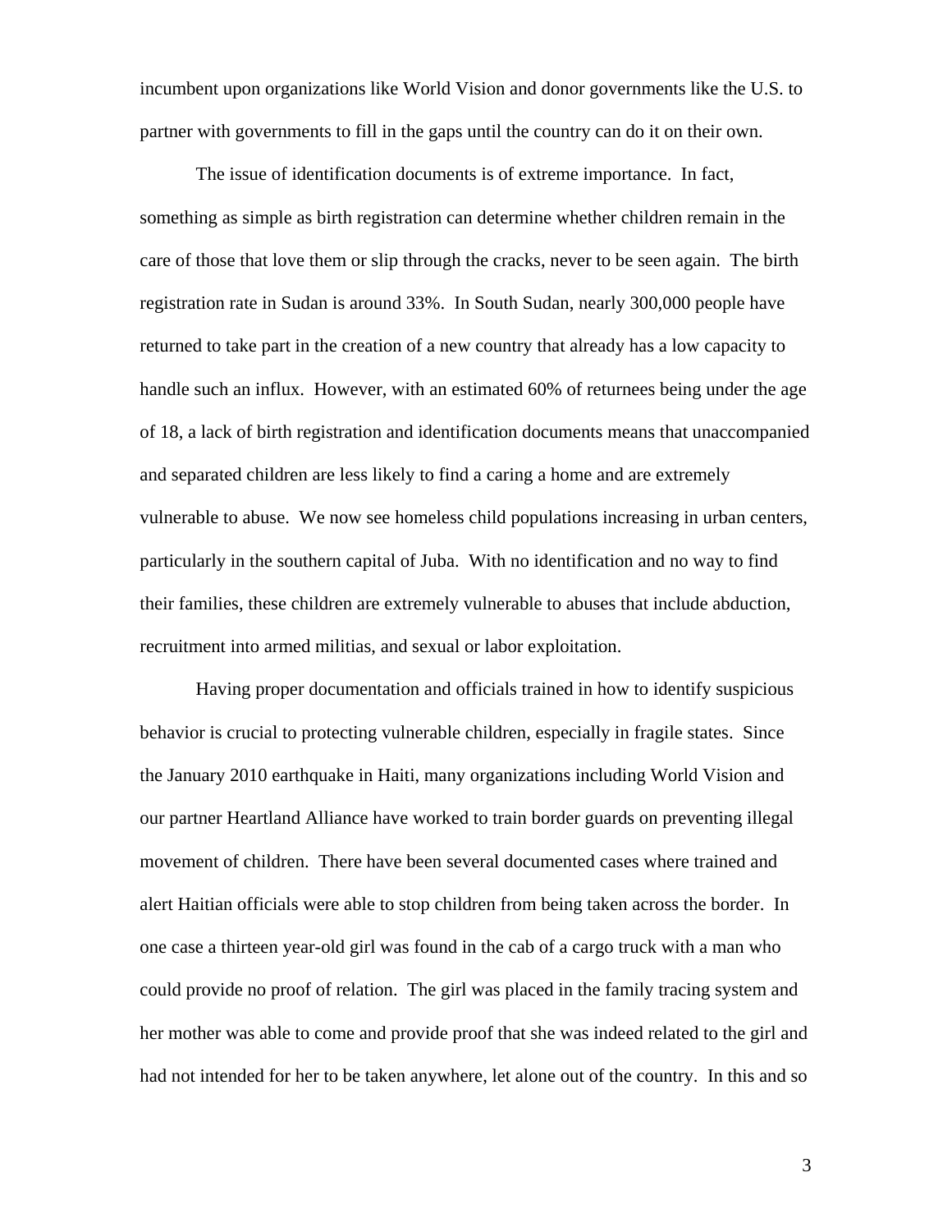incumbent upon organizations like World Vision and donor governments like the U.S. to partner with governments to fill in the gaps until the country can do it on their own.

The issue of identification documents is of extreme importance. In fact, something as simple as birth registration can determine whether children remain in the care of those that love them or slip through the cracks, never to be seen again. The birth registration rate in Sudan is around 33%. In South Sudan, nearly 300,000 people have returned to take part in the creation of a new country that already has a low capacity to handle such an influx. However, with an estimated 60% of returnees being under the age of 18, a lack of birth registration and identification documents means that unaccompanied and separated children are less likely to find a caring a home and are extremely vulnerable to abuse. We now see homeless child populations increasing in urban centers, particularly in the southern capital of Juba. With no identification and no way to find their families, these children are extremely vulnerable to abuses that include abduction, recruitment into armed militias, and sexual or labor exploitation.

Having proper documentation and officials trained in how to identify suspicious behavior is crucial to protecting vulnerable children, especially in fragile states. Since the January 2010 earthquake in Haiti, many organizations including World Vision and our partner Heartland Alliance have worked to train border guards on preventing illegal movement of children. There have been several documented cases where trained and alert Haitian officials were able to stop children from being taken across the border. In one case a thirteen year-old girl was found in the cab of a cargo truck with a man who could provide no proof of relation. The girl was placed in the family tracing system and her mother was able to come and provide proof that she was indeed related to the girl and had not intended for her to be taken anywhere, let alone out of the country. In this and so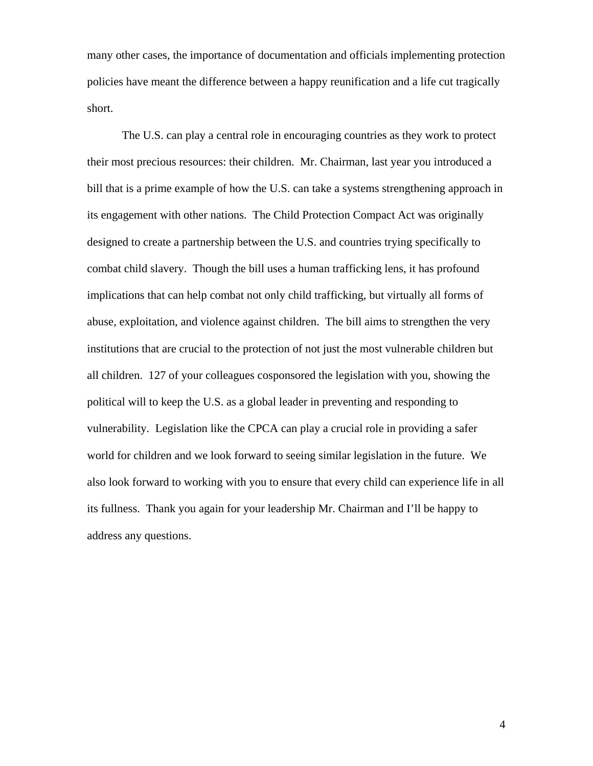many other cases, the importance of documentation and officials implementing protection policies have meant the difference between a happy reunification and a life cut tragically short.

The U.S. can play a central role in encouraging countries as they work to protect their most precious resources: their children. Mr. Chairman, last year you introduced a bill that is a prime example of how the U.S. can take a systems strengthening approach in its engagement with other nations. The Child Protection Compact Act was originally designed to create a partnership between the U.S. and countries trying specifically to combat child slavery. Though the bill uses a human trafficking lens, it has profound implications that can help combat not only child trafficking, but virtually all forms of abuse, exploitation, and violence against children. The bill aims to strengthen the very institutions that are crucial to the protection of not just the most vulnerable children but all children. 127 of your colleagues cosponsored the legislation with you, showing the political will to keep the U.S. as a global leader in preventing and responding to vulnerability. Legislation like the CPCA can play a crucial role in providing a safer world for children and we look forward to seeing similar legislation in the future. We also look forward to working with you to ensure that every child can experience life in all its fullness. Thank you again for your leadership Mr. Chairman and I'll be happy to address any questions.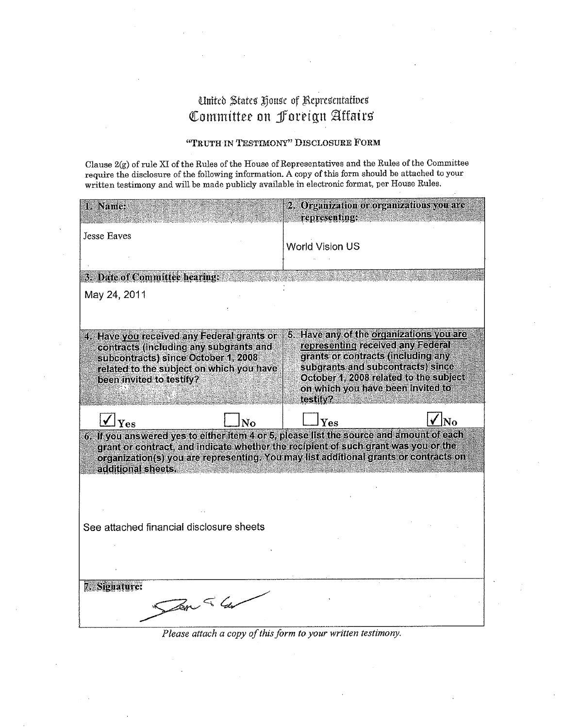# United States House of Representatives
# Committee on Foreign Affairs

## "TRUTH IN TESTIMONY" DISCLOSURE FORM

Clause 2(g) of rule XI of the Rules of the House of Representatives and the Rules of the Committee require the disclosure of the following information. A copy of this form should be attached to your written testimony and will be made publicly available in electronic format, per House Rules.

| **1. Name:** | **2. Organization or organizations you are representing:** |
|---|---|
| Jesse Eaves | World Vision US |
| **3. Date of Committee hearing:** | |
| May 24, 2011 | |
| **4. Have you received any Federal grants or contracts (including any subgrants and subcontracts) since October 1, 2008 related to the subject on which you have been invited to testify?** | **5. Have any of the organizations you are representing received any Federal grants or contracts (including any subgrants and subcontracts) since October 1, 2008 related to the subject on which you have been invited to testify?** |
| ☑ Yes ☐ No | ☐ Yes ☑ No |
| **6. If you answered yes to either item 4 or 5, please list the source and amount of each grant or contract, and indicate whether the recipient of such grant was you or the organization(s) you are representing. You may list additional grants or contracts on additional sheets.** | |
| See attached financial disclosure sheets | |
| **7. Signature:** | |
| [signature] | |

*Please attach a copy of this form to your written testimony.*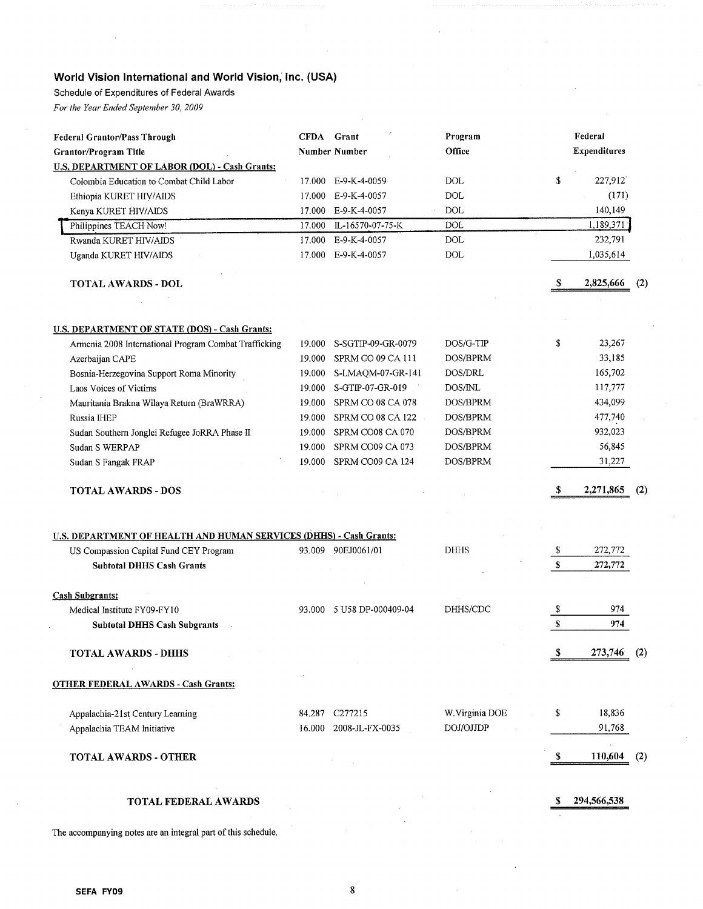## World Vision International and World Vision, Inc. (USA)

Schedule of Expenditures of Federal Awards

*For the Year Ended September 30, 2009*

| Federal Grantor/Pass Through Grantor/Program Title | CFDA Number | Grant Number | Program Office | | Federal Expenditures | |
|---|---|---|---|---|---|---|
| **U.S. DEPARTMENT OF LABOR (DOL) - Cash Grants:** | | | | | | |
| Colombia Education to Combat Child Labor | 17.000 | E-9-K-4-0059 | DOL | $ | 227,912 | |
| Ethiopia KURET HIV/AIDS | 17.000 | E-9-K-4-0057 | DOL | | (171) | |
| Kenya KURET HIV/AIDS | 17.000 | E-9-K-4-0057 | DOL | | 140,149 | |
| Philippines TEACH Now! | 17.000 | IL-16570-07-75-K | DOL | | 1,189,371 | |
| Rwanda KURET HIV/AIDS | 17.000 | E-9-K-4-0057 | DOL | | 232,791 | |
| Uganda KURET HIV/AIDS | 17.000 | E-9-K-4-0057 | DOL | | 1,035,614 | |
| **TOTAL AWARDS - DOL** | | | | $ | 2,825,666 | (2) |
| **U.S. DEPARTMENT OF STATE (DOS) - Cash Grants:** | | | | | | |
| Armenia 2008 International Program Combat Trafficking | 19.000 | S-SGTIP-09-GR-0079 | DOS/G-TIP | $ | 23,267 | |
| Azerbaijan CAPE | 19.000 | SPRM GO 09 CA 111 | DOS/BPRM | | 33,185 | |
| Bosnia-Herzegovina Support Roma Minority | 19.000 | S-LMAQM-07-GR-141 | DOS/DRL | | 165,702 | |
| Laos Voices of Victims | 19.000 | S-GTIP-07-GR-019 | DOS/INL | | 117,777 | |
| Mauritania Brakna Wilaya Return (BraWRRA) | 19.000 | SPRM CO 08 CA 078 | DOS/BPRM | | 434,099 | |
| Russia IHEP | 19.000 | SPRM CO 08 CA 122 | DOS/BPRM | | 477,740 | |
| Sudan Southern Jonglei Refugee JoRRA Phase II | 19.000 | SPRM CO08 CA 070 | DOS/BPRM | | 932,023 | |
| Sudan S WERPAP | 19.000 | SPRM CO09 CA 073 | DOS/BPRM | | 56,845 | |
| Sudan S Fangak FRAP | 19.000 | SPRM CO09 CA 124 | DOS/BPRM | | 31,227 | |
| **TOTAL AWARDS - DOS** | | | | $ | 2,271,865 | (2) |
| **U.S. DEPARTMENT OF HEALTH AND HUMAN SERVICES (DHHS) - Cash Grants:** | | | | | | |
| US Compassion Capital Fund CEY Program | 93.009 | 90EJ0061/01 | DHHS | $ | 272,772 | |
| **Subtotal DHHS Cash Grants** | | | | $ | 272,772 | |
| **Cash Subgrants:** | | | | | | |
| Medical Institute FY09-FY10 | 93.000 | 5 U58 DP-000409-04 | DHHS/CDC | $ | 974 | |
| **Subtotal DHHS Cash Subgrants** | | | | $ | 974 | |
| **TOTAL AWARDS - DHHS** | | | | $ | 273,746 | (2) |
| **OTHER FEDERAL AWARDS - Cash Grants:** | | | | | | |
| Appalachia-21st Century Learning | 84.287 | C277215 | W.Virginia DOE | $ | 18,836 | |
| Appalachia TEAM Initiative | 16.000 | 2008-JL-FX-0035 | DOJ/OJJDP | | 91,768 | |
| **TOTAL AWARDS - OTHER** | | | | $ | 110,604 | (2) |
| **TOTAL FEDERAL AWARDS** | | | | $ | 294,566,538 | |

The accompanying notes are an integral part of this schedule.

SEFA FY09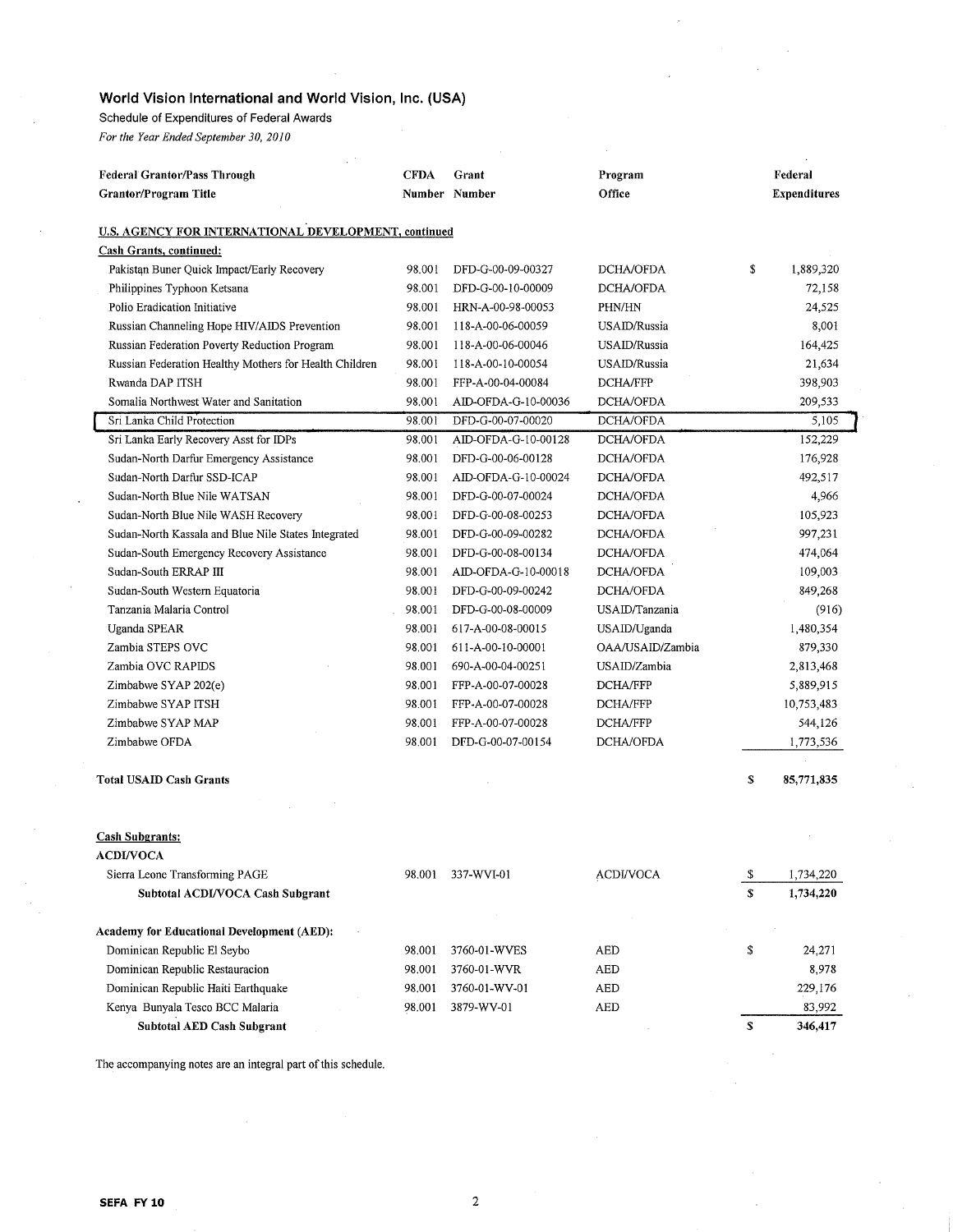# World Vision International and World Vision, Inc. (USA)

Schedule of Expenditures of Federal Awards

*For the Year Ended September 30, 2010*

| Federal Grantor/Pass Through Grantor/Program Title | CFDA Number | Grant Number | Program Office | | Federal Expenditures |
|---|---|---|---|---|---|
| **U.S. AGENCY FOR INTERNATIONAL DEVELOPMENT, continued** | | | | | |
| **Cash Grants, continued:** | | | | | |
| Pakistan Buner Quick Impact/Early Recovery | 98.001 | DFD-G-00-09-00327 | DCHA/OFDA | $ | 1,889,320 |
| Philippines Typhoon Ketsana | 98.001 | DFD-G-00-10-00009 | DCHA/OFDA | | 72,158 |
| Polio Eradication Initiative | 98.001 | HRN-A-00-98-00053 | PHN/HN | | 24,525 |
| Russian Channeling Hope HIV/AIDS Prevention | 98.001 | 118-A-00-06-00059 | USAID/Russia | | 8,001 |
| Russian Federation Poverty Reduction Program | 98.001 | 118-A-00-06-00046 | USAID/Russia | | 164,425 |
| Russian Federation Healthy Mothers for Health Children | 98.001 | 118-A-00-10-00054 | USAID/Russia | | 21,634 |
| Rwanda DAP ITSH | 98.001 | FFP-A-00-04-00084 | DCHA/FFP | | 398,903 |
| Somalia Northwest Water and Sanitation | 98.001 | AID-OFDA-G-10-00036 | DCHA/OFDA | | 209,533 |
| Sri Lanka Child Protection | 98.001 | DFD-G-00-07-00020 | DCHA/OFDA | | 5,105 |
| Sri Lanka Early Recovery Asst for IDPs | 98.001 | AID-OFDA-G-10-00128 | DCHA/OFDA | | 152,229 |
| Sudan-North Darfur Emergency Assistance | 98.001 | DFD-G-00-06-00128 | DCHA/OFDA | | 176,928 |
| Sudan-North Darfur SSD-ICAP | 98.001 | AID-OFDA-G-10-00024 | DCHA/OFDA | | 492,517 |
| Sudan-North Blue Nile WATSAN | 98.001 | DFD-G-00-07-00024 | DCHA/OFDA | | 4,966 |
| Sudan-North Blue Nile WASH Recovery | 98.001 | DFD-G-00-08-00253 | DCHA/OFDA | | 105,923 |
| Sudan-North Kassala and Blue Nile States Integrated | 98.001 | DFD-G-00-09-00282 | DCHA/OFDA | | 997,231 |
| Sudan-South Emergency Recovery Assistance | 98.001 | DFD-G-00-08-00134 | DCHA/OFDA | | 474,064 |
| Sudan-South ERRAP III | 98.001 | AID-OFDA-G-10-00018 | DCHA/OFDA | | 109,003 |
| Sudan-South Western Equatoria | 98.001 | DFD-G-00-09-00242 | DCHA/OFDA | | 849,268 |
| Tanzania Malaria Control | 98.001 | DFD-G-00-08-00009 | USAID/Tanzania | | (916) |
| Uganda SPEAR | 98.001 | 617-A-00-08-00015 | USAID/Uganda | | 1,480,354 |
| Zambia STEPS OVC | 98.001 | 611-A-00-10-00001 | OAA/USAID/Zambia | | 879,330 |
| Zambia OVC RAPIDS | 98.001 | 690-A-00-04-00251 | USAID/Zambia | | 2,813,468 |
| Zimbabwe SYAP 202(e) | 98.001 | FFP-A-00-07-00028 | DCHA/FFP | | 5,889,915 |
| Zimbabwe SYAP ITSH | 98.001 | FFP-A-00-07-00028 | DCHA/FFP | | 10,753,483 |
| Zimbabwe SYAP MAP | 98.001 | FFP-A-00-07-00028 | DCHA/FFP | | 544,126 |
| Zimbabwe OFDA | 98.001 | DFD-G-00-07-00154 | DCHA/OFDA | | 1,773,536 |
| **Total USAID Cash Grants** | | | | **$** | **85,771,835** |
| **Cash Subgrants:** | | | | | |
| **ACDI/VOCA** | | | | | |
| Sierra Leone Transforming PAGE | 98.001 | 337-WVI-01 | ACDI/VOCA | $ | 1,734,220 |
| **Subtotal ACDI/VOCA Cash Subgrant** | | | | **$** | **1,734,220** |
| **Academy for Educational Development (AED):** | | | | | |
| Dominican Republic El Seybo | 98.001 | 3760-01-WVES | AED | $ | 24,271 |
| Dominican Republic Restauracion | 98.001 | 3760-01-WVR | AED | | 8,978 |
| Dominican Republic Haiti Earthquake | 98.001 | 3760-01-WV-01 | AED | | 229,176 |
| Kenya Bunyala Tesco BCC Malaria | 98.001 | 3879-WV-01 | AED | | 83,992 |
| **Subtotal AED Cash Subgrant** | | | | **$** | **346,417** |

The accompanying notes are an integral part of this schedule.

SEFA FY 10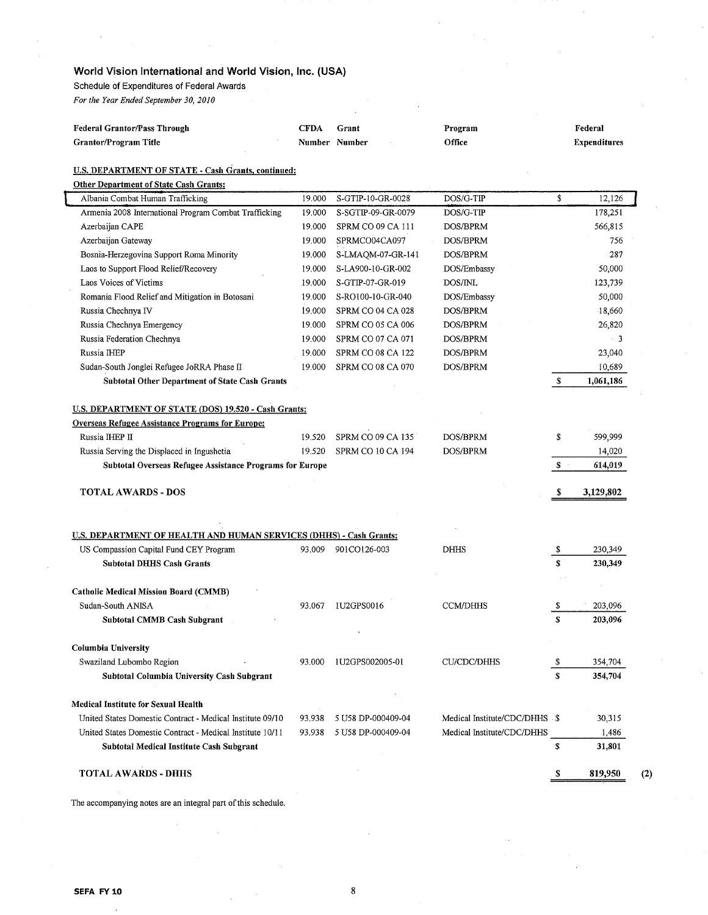# World Vision International and World Vision, Inc. (USA)

Schedule of Expenditures of Federal Awards

*For the Year Ended September 30, 2010*

| Federal Grantor/Pass Through Grantor/Program Title | CFDA Number | Grant Number | Program Office | Federal Expenditures |
|---|---|---|---|---|
| **U.S. DEPARTMENT OF STATE - Cash Grants, continued:** | | | | |
| **Other Department of State Cash Grants:** | | | | |
| Albania Combat Human Trafficking | 19.000 | S-GTIP-10-GR-0028 | DOS/G-TIP | $ 12,126 |
| Armenia 2008 International Program Combat Trafficking | 19.000 | S-SGTIP-09-GR-0079 | DOS/G-TIP | 178,251 |
| Azerbaijan CAPE | 19.000 | SPRM CO 09 CA 111 | DOS/BPRM | 566,815 |
| Azerbaijan Gateway | 19.000 | SPRMCO04CA097 | DOS/BPRM | 756 |
| Bosnia-Herzegovina Support Roma Minority | 19.000 | S-LMAQM-07-GR-141 | DOS/BPRM | 287 |
| Laos to Support Flood Relief/Recovery | 19.000 | S-LA900-10-GR-002 | DOS/Embassy | 50,000 |
| Laos Voices of Victims | 19.000 | S-GTIP-07-GR-019 | DOS/INL | 123,739 |
| Romania Flood Relief and Mitigation in Botosani | 19.000 | S-RO100-10-GR-040 | DOS/Embassy | 50,000 |
| Russia Chechnya IV | 19.000 | SPRM CO 04 CA 028 | DOS/BPRM | 18,660 |
| Russia Chechnya Emergency | 19.000 | SPRM CO 05 CA 006 | DOS/BPRM | 26,820 |
| Russia Federation Chechnya | 19.000 | SPRM CO 07 CA 071 | DOS/BPRM | 3 |
| Russia IHEP | 19.000 | SPRM CO 08 CA 122 | DOS/BPRM | 23,040 |
| Sudan-South Jonglei Refugee JoRRA Phase II | 19.000 | SPRM CO 08 CA 070 | DOS/BPRM | 10,689 |
| **Subtotal Other Department of State Cash Grants** | | | | **$ 1,061,186** |
| | | | | |
| **U.S. DEPARTMENT OF STATE (DOS) 19.520 - Cash Grants:** | | | | |
| **Overseas Refugee Assistance Programs for Europe:** | | | | |
| Russia IHEP II | 19.520 | SPRM CO 09 CA 135 | DOS/BPRM | $ 599,999 |
| Russia Serving the Displaced in Ingushetia | 19.520 | SPRM CO 10 CA 194 | DOS/BPRM | 14,020 |
| **Subtotal Overseas Refugee Assistance Programs for Europe** | | | | **$ 614,019** |
| | | | | |
| **TOTAL AWARDS - DOS** | | | | **$ 3,129,802** |
| | | | | |
| **U.S. DEPARTMENT OF HEALTH AND HUMAN SERVICES (DHHS) - Cash Grants:** | | | | |
| US Compassion Capital Fund CEY Program | 93.009 | 901CO126-003 | DHHS | $ 230,349 |
| **Subtotal DHHS Cash Grants** | | | | **$ 230,349** |
| | | | | |
| **Catholic Medical Mission Board (CMMB)** | | | | |
| Sudan-South ANISA | 93.067 | 1U2GPS0016 | CCM/DHHS | $ 203,096 |
| **Subtotal CMMB Cash Subgrant** | | | | **$ 203,096** |
| | | | | |
| **Columbia University** | | | | |
| Swaziland Lubombo Region | 93.000 | 1U2GPS002005-01 | CU/CDC/DHHS | $ 354,704 |
| **Subtotal Columbia University Cash Subgrant** | | | | **$ 354,704** |
| | | | | |
| **Medical Institute for Sexual Health** | | | | |
| United States Domestic Contract - Medical Institute 09/10 | 93.938 | 5 U58 DP-000409-04 | Medical Institute/CDC/DHHS | $ 30,315 |
| United States Domestic Contract - Medical Institute 10/11 | 93.938 | 5 U58 DP-000409-04 | Medical Institute/CDC/DHHS | 1,486 |
| **Subtotal Medical Institute Cash Subgrant** | | | | **$ 31,801** |
| | | | | |
| **TOTAL AWARDS - DHHS** | | | | **$ 819,950** (2) |

The accompanying notes are an integral part of this schedule.

SEFA FY 10